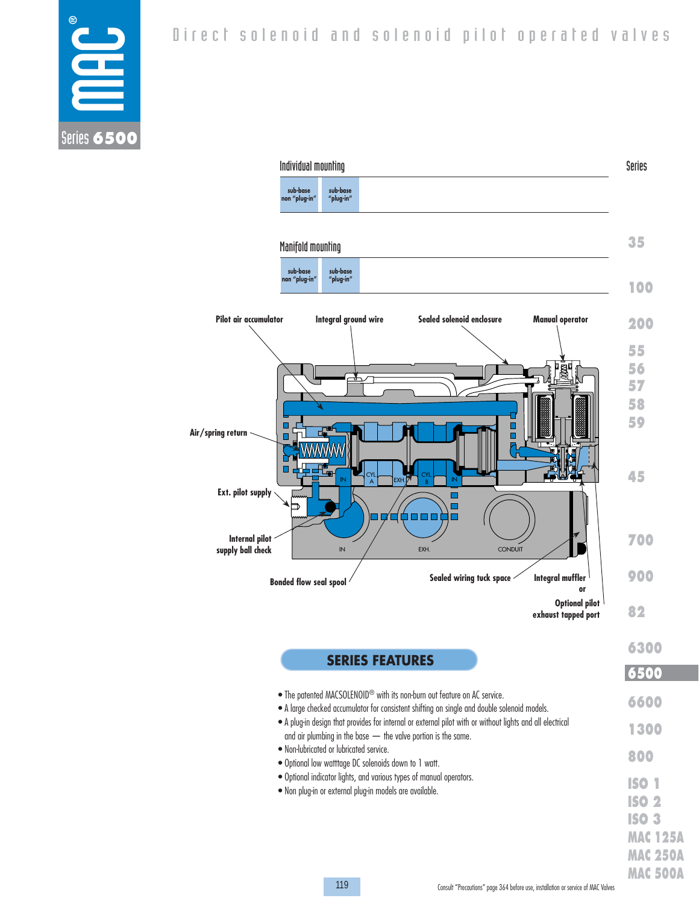# Direct solenoid and solenoid pilot operated valves

## Series 6500

### Individual mounting

| sub-base non "plug-in" | sub-base "plug-in" |
|---|---|

### Manifold mounting

| sub-base non "plug-in" | sub-base "plug-in" |
|---|---|

Pilot air accumulator — Integral ground wire — Sealed solenoid enclosure — Manual operator — Air/spring return — Ext. pilot supply — Internal pilot supply ball check — Bonded flow seal spool — Sealed wiring tuck space — Integral muffler or Optional pilot exhaust tapped port

IN — CYL. A — EXH. — CYL. B — IN — IN — EXH. — CONDUIT

## SERIES FEATURES

- The patented MACSOLENOID® with its non-burn out feature on AC service.
- A large checked accumulator for consistent shifting on single and double solenoid models.
- A plug-in design that provides for internal or external pilot with or without lights and all electrical and air plumbing in the base — the valve portion is the same.
- Non-lubricated or lubricated service.
- Optional low watttage DC solenoids down to 1 watt.
- Optional indicator lights, and various types of manual operators.
- Non plug-in or external plug-in models are available.

Series: 35, 100, 200, 55, 56, 57, 58, 59, 45, 700, 900, 82, 6300, **6500**, 6600, 1300, 800, ISO 1, ISO 2, ISO 3, MAC 125A, MAC 250A, MAC 500A

Consult "Precautions" page 364 before use, installation or service of MAC Valves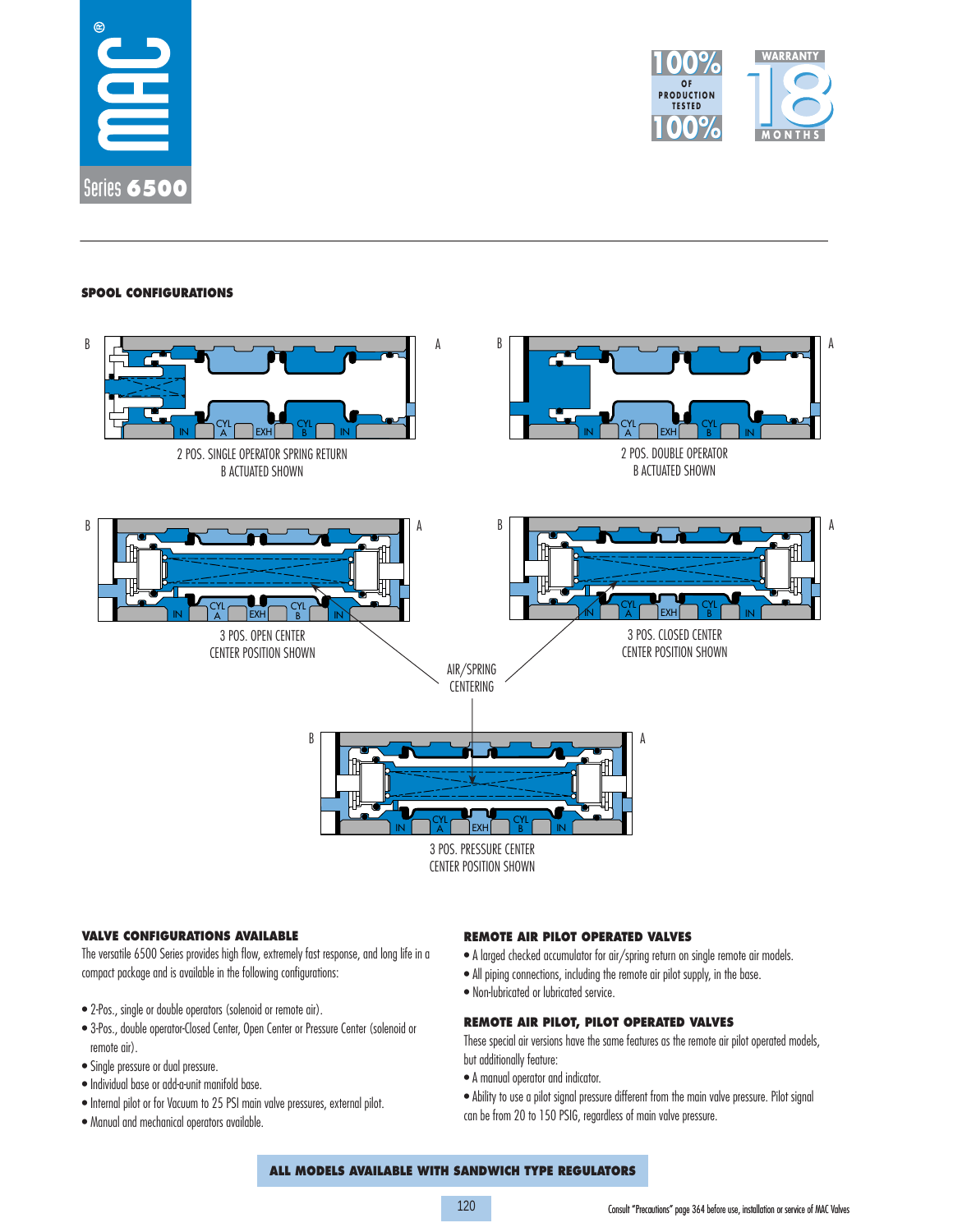Series 6500

## SPOOL CONFIGURATIONS

2 POS. SINGLE OPERATOR SPRING RETURN
B ACTUATED SHOWN

2 POS. DOUBLE OPERATOR
B ACTUATED SHOWN

3 POS. OPEN CENTER
CENTER POSITION SHOWN

3 POS. CLOSED CENTER
CENTER POSITION SHOWN

AIR/SPRING CENTERING

3 POS. PRESSURE CENTER
CENTER POSITION SHOWN

### VALVE CONFIGURATIONS AVAILABLE

The versatile 6500 Series provides high flow, extremely fast response, and long life in a compact package and is available in the following configurations:

- 2-Pos., single or double operators (solenoid or remote air).
- 3-Pos., double operator-Closed Center, Open Center or Pressure Center (solenoid or remote air).
- Single pressure or dual pressure.
- Individual base or add-a-unit manifold base.
- Internal pilot or for Vacuum to 25 PSI main valve pressures, external pilot.
- Manual and mechanical operators available.

### REMOTE AIR PILOT OPERATED VALVES

- A larged checked accumulator for air/spring return on single remote air models.
- All piping connections, including the remote air pilot supply, in the base.
- Non-lubricated or lubricated service.

### REMOTE AIR PILOT, PILOT OPERATED VALVES

These special air versions have the same features as the remote air pilot operated models, but additionally feature:

- A manual operator and indicator.
- Ability to use a pilot signal pressure different from the main valve pressure. Pilot signal can be from 20 to 150 PSIG, regardless of main valve pressure.

**ALL MODELS AVAILABLE WITH SANDWICH TYPE REGULATORS**

Consult "Precautions" page 364 before use, installation or service of MAC Valves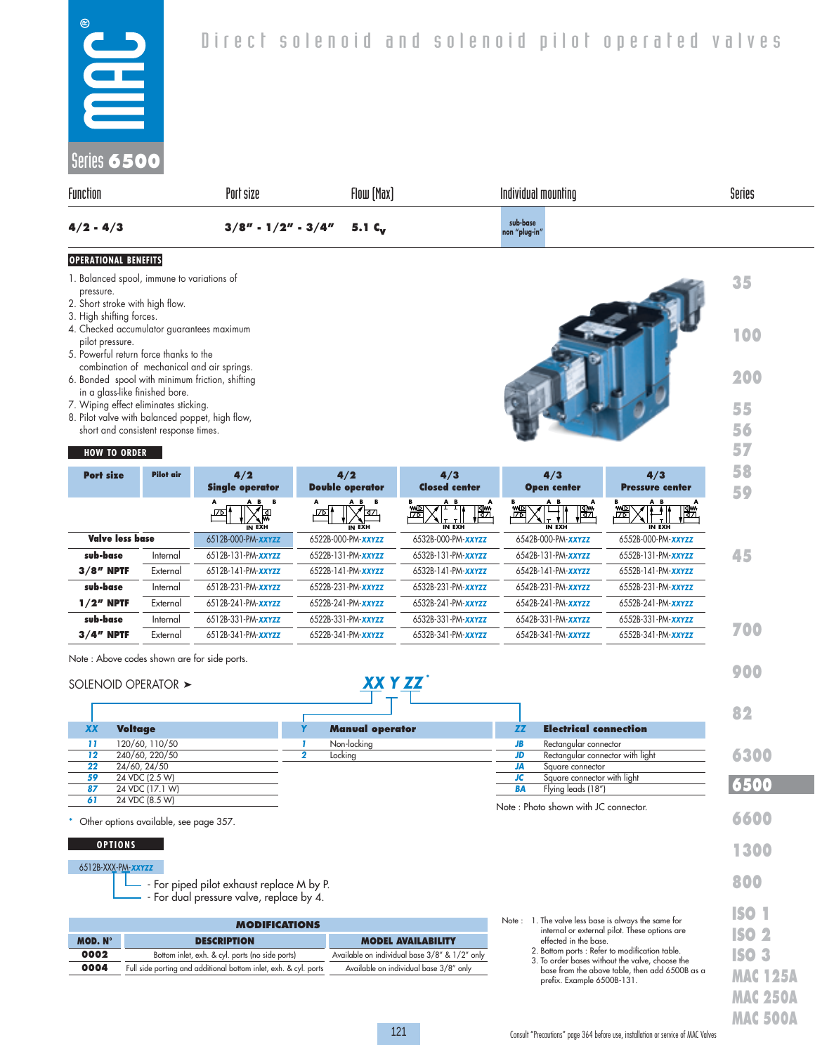# Direct solenoid and solenoid pilot operated valves

## Series 6500

| Function | Port size | Flow (Max) | Individual mounting | Series |
|---|---|---|---|---|
| 4/2 - 4/3 | 3/8" - 1/2" - 3/4" | 5.1 $C_v$ | sub-base non "plug-in" | |

### OPERATIONAL BENEFITS

1. Balanced spool, immune to variations of pressure.
2. Short stroke with high flow.
3. High shifting forces.
4. Checked accumulator guarantees maximum pilot pressure.
5. Powerful return force thanks to the combination of mechanical and air springs.
6. Bonded spool with minimum friction, shifting in a glass-like finished bore.
7. Wiping effect eliminates sticking.
8. Pilot valve with balanced poppet, high flow, short and consistent response times.

### HOW TO ORDER

| Port size | Pilot air | 4/2 Single operator | 4/2 Double operator | 4/3 Closed center | 4/3 Open center | 4/3 Pressure center |
|---|---|---|---|---|---|---|
| Valve less base | | 6512B-000-PM-XXYZZ | 6522B-000-PM-XXYZZ | 6532B-000-PM-XXYZZ | 6542B-000-PM-XXYZZ | 6552B-000-PM-XXYZZ |
| sub-base 3/8" NPTF | Internal | 6512B-131-PM-XXYZZ | 6522B-131-PM-XXYZZ | 6532B-131-PM-XXYZZ | 6542B-131-PM-XXYZZ | 6552B-131-PM-XXYZZ |
| | External | 6512B-141-PM-XXYZZ | 6522B-141-PM-XXYZZ | 6532B-141-PM-XXYZZ | 6542B-141-PM-XXYZZ | 6552B-141-PM-XXYZZ |
| sub-base 1/2" NPTF | Internal | 6512B-231-PM-XXYZZ | 6522B-231-PM-XXYZZ | 6532B-231-PM-XXYZZ | 6542B-231-PM-XXYZZ | 6552B-231-PM-XXYZZ |
| | External | 6512B-241-PM-XXYZZ | 6522B-241-PM-XXYZZ | 6532B-241-PM-XXYZZ | 6542B-241-PM-XXYZZ | 6552B-241-PM-XXYZZ |
| sub-base 3/4" NPTF | Internal | 6512B-331-PM-XXYZZ | 6522B-331-PM-XXYZZ | 6532B-331-PM-XXYZZ | 6542B-331-PM-XXYZZ | 6552B-331-PM-XXYZZ |
| | External | 6512B-341-PM-XXYZZ | 6522B-341-PM-XXYZZ | 6532B-341-PM-XXYZZ | 6542B-341-PM-XXYZZ | 6552B-341-PM-XXYZZ |

Note : Above codes shown are for side ports.

SOLENOID OPERATOR ➤ **XX Y ZZ***

| XX | Voltage |
|---|---|
| 11 | 120/60, 110/50 |
| 12 | 240/60, 220/50 |
| 22 | 24/60, 24/50 |
| 59 | 24 VDC (2.5 W) |
| 87 | 24 VDC (17.1 W) |
| 61 | 24 VDC (8.5 W) |

| Y | Manual operator |
|---|---|
| 1 | Non-locking |
| 2 | Locking |

| ZZ | Electrical connection |
|---|---|
| JB | Rectangular connector |
| JD | Rectangular connector with light |
| JA | Square connector |
| JC | Square connector with light |
| BA | Flying leads (18") |

Note : Photo shown with JC connector.

\* Other options available, see page 357.

### OPTIONS

6512B-XXX-PM-XXYZZ

- For piped pilot exhaust replace M by P.
- For dual pressure valve, replace by 4.

### MODIFICATIONS

| MOD. N° | DESCRIPTION | MODEL AVAILABILITY |
|---|---|---|
| 0002 | Bottom inlet, exh. & cyl. ports (no side ports) | Available on individual base 3/8" & 1/2" only |
| 0004 | Full side porting and additional bottom inlet, exh. & cyl. ports | Available on individual base 3/8" only |

Note :
1. The valve less base is always the same for internal or external pilot. These options are effected in the base.
2. Bottom ports : Refer to modification table.
3. To order bases without the valve, choose the base from the above table, then add 6500B as a prefix. Example 6500B-131.

Consult "Precautions" page 364 before use, installation or service of MAC Valves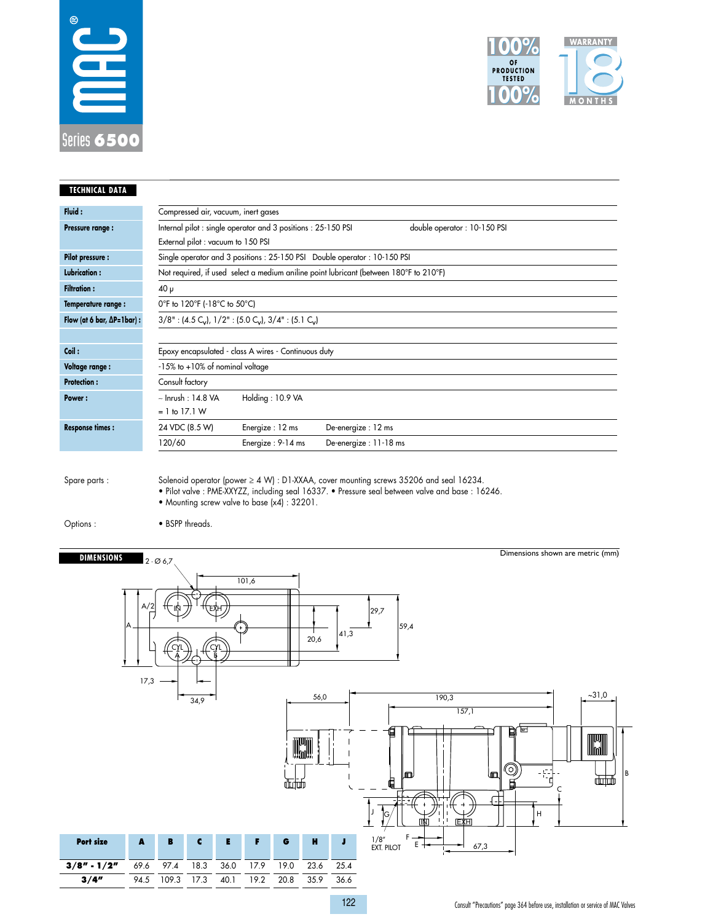# MAC Series 6500

100% OF PRODUCTION TESTED 100%

WARRANTY 18 MONTHS

## TECHNICAL DATA

| | | | |
|---|---|---|---|
| **Fluid :** | Compressed air, vacuum, inert gases | | |
| **Pressure range :** | Internal pilot : single operator and 3 positions : 25-150 PSI | double operator : 10-150 PSI | |
| | External pilot : vacuum to 150 PSI | | |
| **Pilot pressure :** | Single operator and 3 positions : 25-150 PSI  Double operator : 10-150 PSI | | |
| **Lubrication :** | Not required, if used select a medium aniline point lubricant (between 180°F to 210°F) | | |
| **Filtration :** | 40 µ | | |
| **Temperature range :** | 0°F to 120°F (-18°C to 50°C) | | |
| **Flow (at 6 bar, ΔP=1bar) :** | 3/8" : (4.5 $C_V$), 1/2" : (5.0 $C_V$), 3/4" : (5.1 $C_V$) | | |
| | | | |
| **Coil :** | Epoxy encapsulated - class A wires - Continuous duty | | |
| **Voltage range :** | -15% to +10% of nominal voltage | | |
| **Protection :** | Consult factory | | |
| **Power :** | ~ Inrush : 14.8 VA | Holding : 10.9 VA | |
| | = 1 to 17.1 W | | |
| **Response times :** | 24 VDC (8.5 W) | Energize : 12 ms | De-energize : 12 ms |
| | 120/60 | Energize : 9-14 ms | De-energize : 11-18 ms |

Spare parts : Solenoid operator (power ≥ 4 W) : D1-XXAA, cover mounting screws 35206 and seal 16234.
- Pilot valve : PME-XXYZZ, including seal 16337.
- Pressure seal between valve and base : 16246.
- Mounting screw valve to base (x4) : 32201.

Options :
- BSPP threads.

## DIMENSIONS

Dimensions shown are metric (mm)

| Port size | A | B | C | E | F | G | H | J |
|---|---|---|---|---|---|---|---|---|
| **3/8" - 1/2"** | 69.6 | 97.4 | 18.3 | 36.0 | 17.9 | 19.0 | 23.6 | 25.4 |
| **3/4"** | 94.5 | 109.3 | 17.3 | 40.1 | 19.2 | 20.8 | 35.9 | 36.6 |

Consult "Precautions" page 364 before use, installation or service of MAC Valves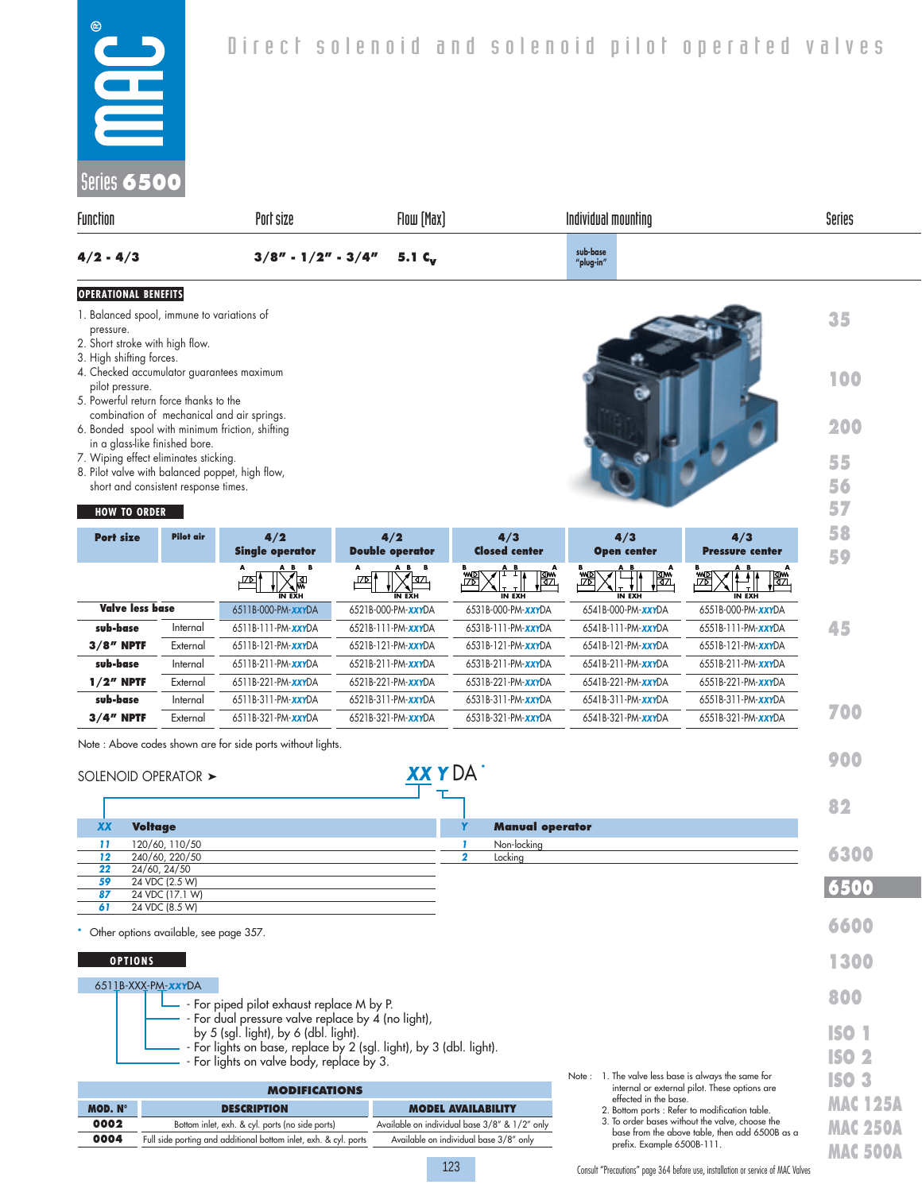# Direct solenoid and solenoid pilot operated valves

## Series 6500

| Function | Port size | Flow (Max) | Individual mounting | Series |
|---|---|---|---|---|
| 4/2 - 4/3 | 3/8" - 1/2" - 3/4" | 5.1 $C_v$ | sub-base "plug-in" | |

### OPERATIONAL BENEFITS

1. Balanced spool, immune to variations of pressure.
2. Short stroke with high flow.
3. High shifting forces.
4. Checked accumulator guarantees maximum pilot pressure.
5. Powerful return force thanks to the combination of mechanical and air springs.
6. Bonded spool with minimum friction, shifting in a glass-like finished bore.
7. Wiping effect eliminates sticking.
8. Pilot valve with balanced poppet, high flow, short and consistent response times.

### HOW TO ORDER

| Port size | Pilot air | 4/2 Single operator | 4/2 Double operator | 4/3 Closed center | 4/3 Open center | 4/3 Pressure center |
|---|---|---|---|---|---|---|
| Valve less base | | 6511B-000-PM-*xxy*DA | 6521B-000-PM-*xxy*DA | 6531B-000-PM-*xxy*DA | 6541B-000-PM-*xxy*DA | 6551B-000-PM-*xxy*DA |
| sub-base 3/8" NPTF | Internal | 6511B-111-PM-*xxy*DA | 6521B-111-PM-*xxy*DA | 6531B-111-PM-*xxy*DA | 6541B-111-PM-*xxy*DA | 6551B-111-PM-*xxy*DA |
| | External | 6511B-121-PM-*xxy*DA | 6521B-121-PM-*xxy*DA | 6531B-121-PM-*xxy*DA | 6541B-121-PM-*xxy*DA | 6551B-121-PM-*xxy*DA |
| sub-base 1/2" NPTF | Internal | 6511B-211-PM-*xxy*DA | 6521B-211-PM-*xxy*DA | 6531B-211-PM-*xxy*DA | 6541B-211-PM-*xxy*DA | 6551B-211-PM-*xxy*DA |
| | External | 6511B-221-PM-*xxy*DA | 6521B-221-PM-*xxy*DA | 6531B-221-PM-*xxy*DA | 6541B-221-PM-*xxy*DA | 6551B-221-PM-*xxy*DA |
| sub-base 3/4" NPTF | Internal | 6511B-311-PM-*xxy*DA | 6521B-311-PM-*xxy*DA | 6531B-311-PM-*xxy*DA | 6541B-311-PM-*xxy*DA | 6551B-311-PM-*xxy*DA |
| | External | 6511B-321-PM-*xxy*DA | 6521B-321-PM-*xxy*DA | 6531B-321-PM-*xxy*DA | 6541B-321-PM-*xxy*DA | 6551B-321-PM-*xxy*DA |

Note : Above codes shown are for side ports without lights.

SOLENOID OPERATOR ➤ *XX Y* DA *

| XX | Voltage |
|---|---|
| 11 | 120/60, 110/50 |
| 12 | 240/60, 220/50 |
| 22 | 24/60, 24/50 |
| 59 | 24 VDC (2.5 W) |
| 87 | 24 VDC (17.1 W) |
| 61 | 24 VDC (8.5 W) |

| Y | Manual operator |
|---|---|
| 1 | Non-locking |
| 2 | Locking |

\* Other options available, see page 357.

### OPTIONS

6511B-XXX-PM-*xxy*DA

- For piped pilot exhaust replace M by P.
- For dual pressure valve replace by 4 (no light), by 5 (sgl. light), by 6 (dbl. light).
- For lights on base, replace by 2 (sgl. light), by 3 (dbl. light).
- For lights on valve body, replace by 3.

| MODIFICATIONS | | |
|---|---|---|
| MOD. N° | DESCRIPTION | MODEL AVAILABILITY |
| 0002 | Bottom inlet, exh. & cyl. ports (no side ports) | Available on individual base 3/8" & 1/2" only |
| 0004 | Full side porting and additional bottom inlet, exh. & cyl. ports | Available on individual base 3/8" only |

Note :
1. The valve less base is always the same for internal or external pilot. These options are effected in the base.
2. Bottom ports : Refer to modification table.
3. To order bases without the valve, choose the base from the above table, then add 6500B as a prefix. Example 6500B-111.

Consult "Precautions" page 364 before use, installation or service of MAC Valves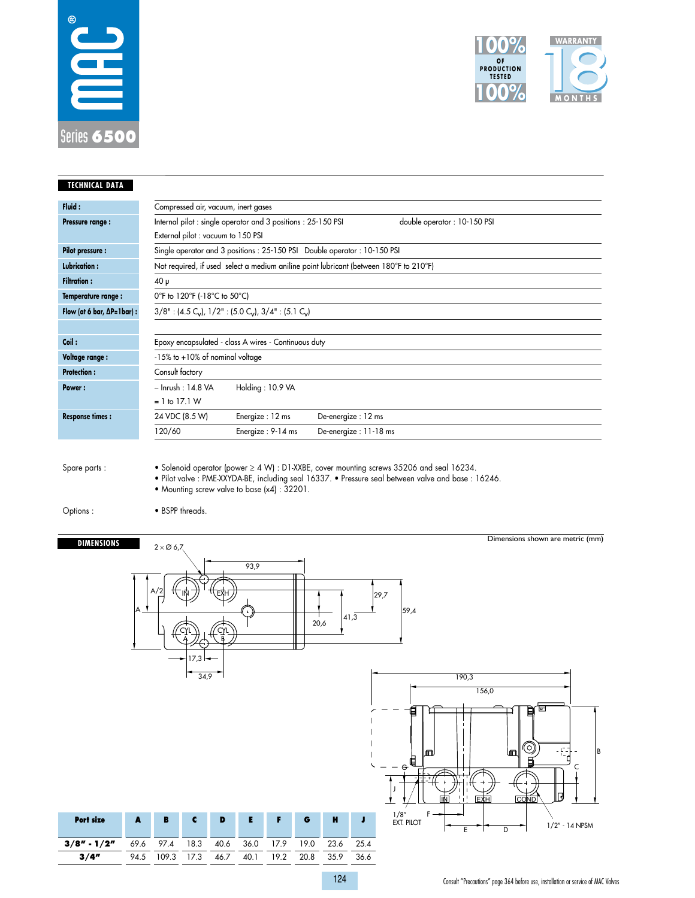# MAC Series 6500

100% of production tested 100%

Warranty 18 months

## TECHNICAL DATA

| | |
|---|---|
| **Fluid :** | Compressed air, vacuum, inert gases |
| **Pressure range :** | Internal pilot : single operator and 3 positions : 25-150 PSI    double operator : 10-150 PSI<br>External pilot : vacuum to 150 PSI |
| **Pilot pressure :** | Single operator and 3 positions : 25-150 PSI   Double operator : 10-150 PSI |
| **Lubrication :** | Not required, if used select a medium aniline point lubricant (between 180°F to 210°F) |
| **Filtration :** | 40 µ |
| **Temperature range :** | 0°F to 120°F (-18°C to 50°C) |
| **Flow (at 6 bar, ΔP=1bar) :** | 3/8" : (4.5 $C_v$), 1/2" : (5.0 $C_v$), 3/4" : (5.1 $C_v$) |
| | |
| **Coil :** | Epoxy encapsulated - class A wires - Continuous duty |
| **Voltage range :** | -15% to +10% of nominal voltage |
| **Protection :** | Consult factory |
| **Power :** | ~ Inrush : 14.8 VA    Holding : 10.9 VA<br>= 1 to 17.1 W |
| **Response times :** | 24 VDC (8.5 W)    Energize : 12 ms    De-energize : 12 ms<br>120/60    Energize : 9-14 ms    De-energize : 11-18 ms |

Spare parts :

- Solenoid operator (power ≥ 4 W) : D1-XXBE, cover mounting screws 35206 and seal 16234.
- Pilot valve : PME-XXYDA-BE, including seal 16337.
- Pressure seal between valve and base : 16246.
- Mounting screw valve to base (x4) : 32201.

Options :

- BSPP threads.

## DIMENSIONS

Dimensions shown are metric (mm)

2 × Ø 6,7; 93,9; 29,7; 59,4; 41,3; 20,6; A/2; A; 17,3; 34,9; IN; EXH; CYL A; CYL B

190,3; 156,0; B; C; G; J; F; E; D; 1/8" EXT. PILOT; IN; EXH; COND; 1/2" - 14 NPSM

| Port size | A | B | C | D | E | F | G | H | J |
|---|---|---|---|---|---|---|---|---|---|
| **3/8" - 1/2"** | 69.6 | 97.4 | 18.3 | 40.6 | 36.0 | 17.9 | 19.0 | 23.6 | 25.4 |
| **3/4"** | 94.5 | 109.3 | 17.3 | 46.7 | 40.1 | 19.2 | 20.8 | 35.9 | 36.6 |

Consult "Precautions" page 364 before use, installation or service of MAC Valves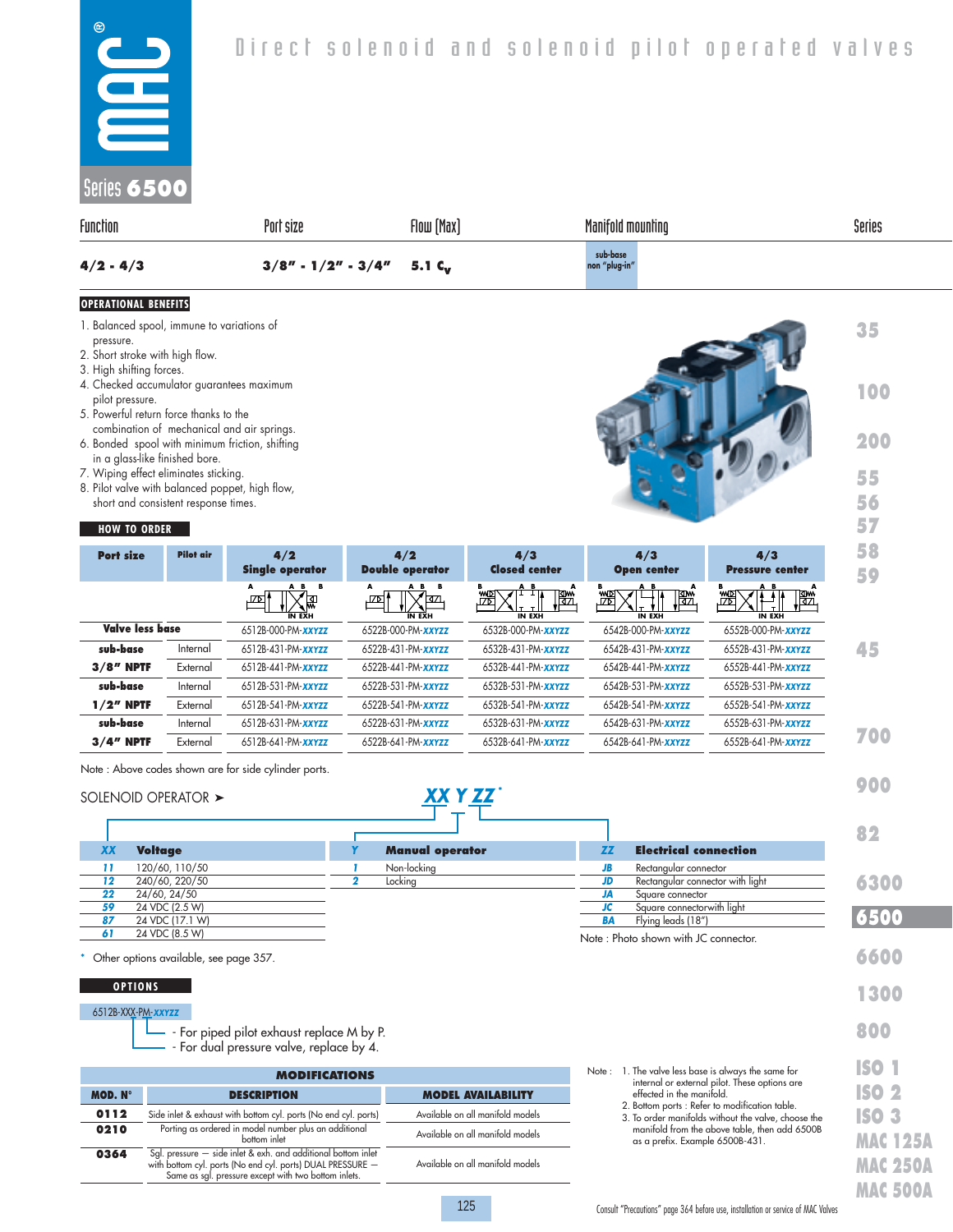# Direct solenoid and solenoid pilot operated valves

## Series 6500

| Function | Port size | Flow (Max) | Manifold mounting | Series |
|---|---|---|---|---|
| 4/2 - 4/3 | 3/8" - 1/2" - 3/4" | 5.1 $C_v$ | sub-base non "plug-in" | |

### OPERATIONAL BENEFITS

1. Balanced spool, immune to variations of pressure.
2. Short stroke with high flow.
3. High shifting forces.
4. Checked accumulator guarantees maximum pilot pressure.
5. Powerful return force thanks to the combination of mechanical and air springs.
6. Bonded spool with minimum friction, shifting in a glass-like finished bore.
7. Wiping effect eliminates sticking.
8. Pilot valve with balanced poppet, high flow, short and consistent response times.

### HOW TO ORDER

| Port size | Pilot air | 4/2 Single operator | 4/2 Double operator | 4/3 Closed center | 4/3 Open center | 4/3 Pressure center |
|---|---|---|---|---|---|---|
| Valve less base | | 6512B-000-PM-XXYZZ | 6522B-000-PM-XXYZZ | 6532B-000-PM-XXYZZ | 6542B-000-PM-XXYZZ | 6552B-000-PM-XXYZZ |
| sub-base 3/8" NPTF | Internal | 6512B-431-PM-XXYZZ | 6522B-431-PM-XXYZZ | 6532B-431-PM-XXYZZ | 6542B-431-PM-XXYZZ | 6552B-431-PM-XXYZZ |
| | External | 6512B-441-PM-XXYZZ | 6522B-441-PM-XXYZZ | 6532B-441-PM-XXYZZ | 6542B-441-PM-XXYZZ | 6552B-441-PM-XXYZZ |
| sub-base 1/2" NPTF | Internal | 6512B-531-PM-XXYZZ | 6522B-531-PM-XXYZZ | 6532B-531-PM-XXYZZ | 6542B-531-PM-XXYZZ | 6552B-531-PM-XXYZZ |
| | External | 6512B-541-PM-XXYZZ | 6522B-541-PM-XXYZZ | 6532B-541-PM-XXYZZ | 6542B-541-PM-XXYZZ | 6552B-541-PM-XXYZZ |
| sub-base 3/4" NPTF | Internal | 6512B-631-PM-XXYZZ | 6522B-631-PM-XXYZZ | 6532B-631-PM-XXYZZ | 6542B-631-PM-XXYZZ | 6552B-631-PM-XXYZZ |
| | External | 6512B-641-PM-XXYZZ | 6522B-641-PM-XXYZZ | 6532B-641-PM-XXYZZ | 6542B-641-PM-XXYZZ | 6552B-641-PM-XXYZZ |

Note : Above codes shown are for side cylinder ports.

SOLENOID OPERATOR ➤ **XX Y ZZ***

| XX | Voltage |
|---|---|
| 11 | 120/60, 110/50 |
| 12 | 240/60, 220/50 |
| 22 | 24/60, 24/50 |
| 59 | 24 VDC (2.5 W) |
| 87 | 24 VDC (17.1 W) |
| 61 | 24 VDC (8.5 W) |

| Y | Manual operator |
|---|---|
| 1 | Non-locking |
| 2 | Locking |

| ZZ | Electrical connection |
|---|---|
| JB | Rectangular connector |
| JD | Rectangular connector with light |
| JA | Square connector |
| JC | Square connectorwith light |
| BA | Flying leads (18") |

Note : Photo shown with JC connector.

\* Other options available, see page 357.

### OPTIONS

6512B-XXX-PM-XXYZZ

- For piped pilot exhaust replace M by P.
- For dual pressure valve, replace by 4.

| MODIFICATIONS | | |
|---|---|---|
| MOD. N° | DESCRIPTION | MODEL AVAILABILITY |
| 0112 | Side inlet & exhaust with bottom cyl. ports (No end cyl. ports) | Available on all manifold models |
| 0210 | Porting as ordered in model number plus an additional bottom inlet | Available on all manifold models |
| 0364 | Sgl. pressure – side inlet & exh. and additional bottom inlet with bottom cyl. ports (No end cyl. ports) DUAL PRESSURE – Same as sgl. pressure except with two bottom inlets. | Available on all manifold models |

Note :
1. The valve less base is always the same for internal or external pilot. These options are effected in the manifold.
2. Bottom ports : Refer to modification table.
3. To order manifolds without the valve, choose the manifold from the above table, then add 6500B as a prefix. Example 6500B-431.

Consult "Precautions" page 364 before use, installation or service of MAC Valves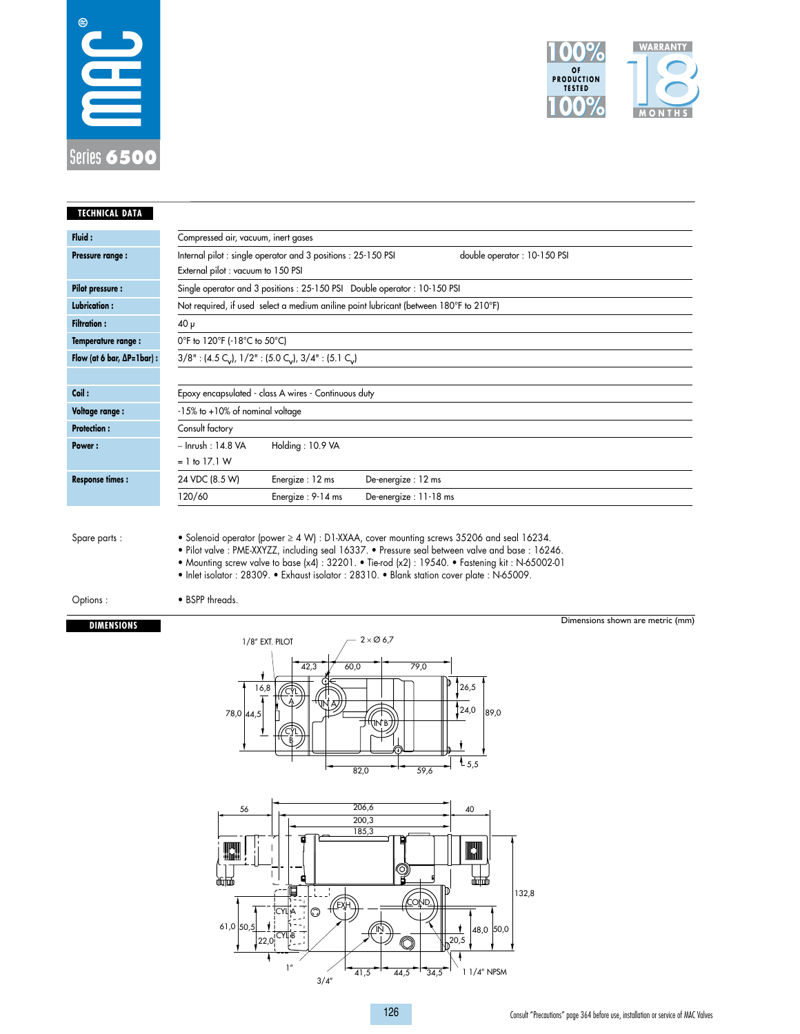# MAC Series 6500

100% OF PRODUCTION TESTED 100%

WARRANTY 18 MONTHS

## TECHNICAL DATA

| | |
|---|---|
| **Fluid :** | Compressed air, vacuum, inert gases |
| **Pressure range :** | Internal pilot : single operator and 3 positions : 25-150 PSI double operator : 10-150 PSI<br>External pilot : vacuum to 150 PSI |
| **Pilot pressure :** | Single operator and 3 positions : 25-150 PSI Double operator : 10-150 PSI |
| **Lubrication :** | Not required, if used select a medium aniline point lubricant (between 180°F to 210°F) |
| **Filtration :** | 40 µ |
| **Temperature range :** | 0°F to 120°F (-18°C to 50°C) |
| **Flow (at 6 bar, ΔP=1bar) :** | 3/8" : (4.5 $C_v$), 1/2" : (5.0 $C_v$), 3/4" : (5.1 $C_v$) |
| | |
| **Coil :** | Epoxy encapsulated - class A wires - Continuous duty |
| **Voltage range :** | -15% to +10% of nominal voltage |
| **Protection :** | Consult factory |
| **Power :** | ~ Inrush : 14.8 VA Holding : 10.9 VA<br>= 1 to 17.1 W |
| **Response times :** | 24 VDC (8.5 W) Energize : 12 ms De-energize : 12 ms<br>120/60 Energize : 9-14 ms De-energize : 11-18 ms |

Spare parts :
- Solenoid operator (power ≥ 4 W) : D1-XXAA, cover mounting screws 35206 and seal 16234.
- Pilot valve : PME-XXYZZ, including seal 16337.
- Pressure seal between valve and base : 16246.
- Mounting screw valve to base (x4) : 32201.
- Tie-rod (x2) : 19540.
- Fastening kit : N-65002-01
- Inlet isolator : 28309.
- Exhaust isolator : 28310.
- Blank station cover plate : N-65009.

Options :
- BSPP threads.

## DIMENSIONS

Dimensions shown are metric (mm)

Consult "Precautions" page 364 before use, installation or service of MAC Valves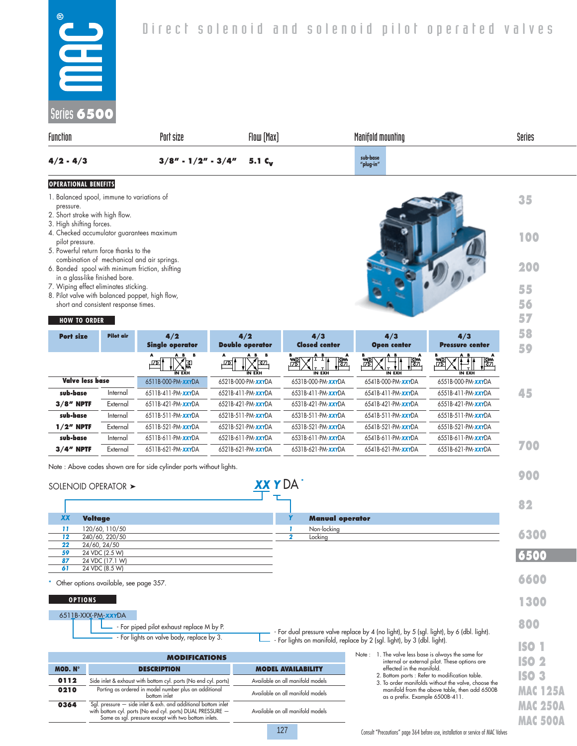# Direct solenoid and solenoid pilot operated valves

## Series 6500

| Function | Port size | Flow (Max) | Manifold mounting | Series |
|---|---|---|---|---|
| 4/2 - 4/3 | 3/8" - 1/2" - 3/4" | 5.1 $C_v$ | sub-base "plug-in" | |

### OPERATIONAL BENEFITS

1. Balanced spool, immune to variations of pressure.
2. Short stroke with high flow.
3. High shifting forces.
4. Checked accumulator guarantees maximum pilot pressure.
5. Powerful return force thanks to the combination of mechanical and air springs.
6. Bonded spool with minimum friction, shifting in a glass-like finished bore.
7. Wiping effect eliminates sticking.
8. Pilot valve with balanced poppet, high flow, short and consistent response times.

### HOW TO ORDER

| Port size | Pilot air | 4/2 Single operator | 4/2 Double operator | 4/3 Closed center | 4/3 Open center | 4/3 Pressure center |
|---|---|---|---|---|---|---|
| Valve less base | | 6511B-000-PM-*xxy*DA | 6521B-000-PM-*xxy*DA | 6531B-000-PM-*xxy*DA | 6541B-000-PM-*xxy*DA | 6551B-000-PM-*xxy*DA |
| sub-base | Internal | 6511B-411-PM-*xxy*DA | 6521B-411-PM-*xxy*DA | 6531B-411-PM-*xxy*DA | 6541B-411-PM-*xxy*DA | 6551B-411-PM-*xxy*DA |
| 3/8" NPTF | External | 6511B-421-PM-*xxy*DA | 6521B-421-PM-*xxy*DA | 6531B-421-PM-*xxy*DA | 6541B-421-PM-*xxy*DA | 6551B-421-PM-*xxy*DA |
| sub-base | Internal | 6511B-511-PM-*xxy*DA | 6521B-511-PM-*xxy*DA | 6531B-511-PM-*xxy*DA | 6541B-511-PM-*xxy*DA | 6551B-511-PM-*xxy*DA |
| 1/2" NPTF | External | 6511B-521-PM-*xxy*DA | 6521B-521-PM-*xxy*DA | 6531B-521-PM-*xxy*DA | 6541B-521-PM-*xxy*DA | 6551B-521-PM-*xxy*DA |
| sub-base | Internal | 6511B-611-PM-*xxy*DA | 6521B-611-PM-*xxy*DA | 6531B-611-PM-*xxy*DA | 6541B-611-PM-*xxy*DA | 6551B-611-PM-*xxy*DA |
| 3/4" NPTF | External | 6511B-621-PM-*xxy*DA | 6521B-621-PM-*xxy*DA | 6531B-621-PM-*xxy*DA | 6541B-621-PM-*xxy*DA | 6551B-621-PM-*xxy*DA |

Note : Above codes shown are for side cylinder ports without lights.

SOLENOID OPERATOR ➤ ***XX Y*** DA *

| XX | Voltage |
|---|---|
| 11 | 120/60, 110/50 |
| 12 | 240/60, 220/50 |
| 22 | 24/60, 24/50 |
| 59 | 24 VDC (2.5 W) |
| 87 | 24 VDC (17.1 W) |
| 61 | 24 VDC (8.5 W) |

| Y | Manual operator |
|---|---|
| 1 | Non-locking |
| 2 | Locking |

\* Other options available, see page 357.

### OPTIONS

6511B-XXX-PM-*xxy*DA

- For piped pilot exhaust replace M by P.
- For lights on valve body, replace by 3.
- For dual pressure valve replace by 4 (no light), by 5 (sgl. light), by 6 (dbl. light).
- For lights on manifold, replace by 2 (sgl. light), by 3 (dbl. light).

| MODIFICATIONS | | |
|---|---|---|
| **MOD. N°** | **DESCRIPTION** | **MODEL AVAILABILITY** |
| 0112 | Side inlet & exhaust with bottom cyl. ports (No end cyl. ports) | Available on all manifold models |
| 0210 | Porting as ordered in model number plus an additional bottom inlet | Available on all manifold models |
| 0364 | Sgl. pressure — side inlet & exh. and additional bottom inlet with bottom cyl. ports (No end cyl. ports) DUAL PRESSURE — Same as sgl. pressure except with two bottom inlets. | Available on all manifold models |

Note :
1. The valve less base is always the same for internal or external pilot. These options are effected in the manifold.
2. Bottom ports : Refer to modification table.
3. To order manifolds without the valve, choose the manifold from the above table, then add 6500B as a prefix. Example 6500B-411.

Consult "Precautions" page 364 before use, installation or service of MAC Valves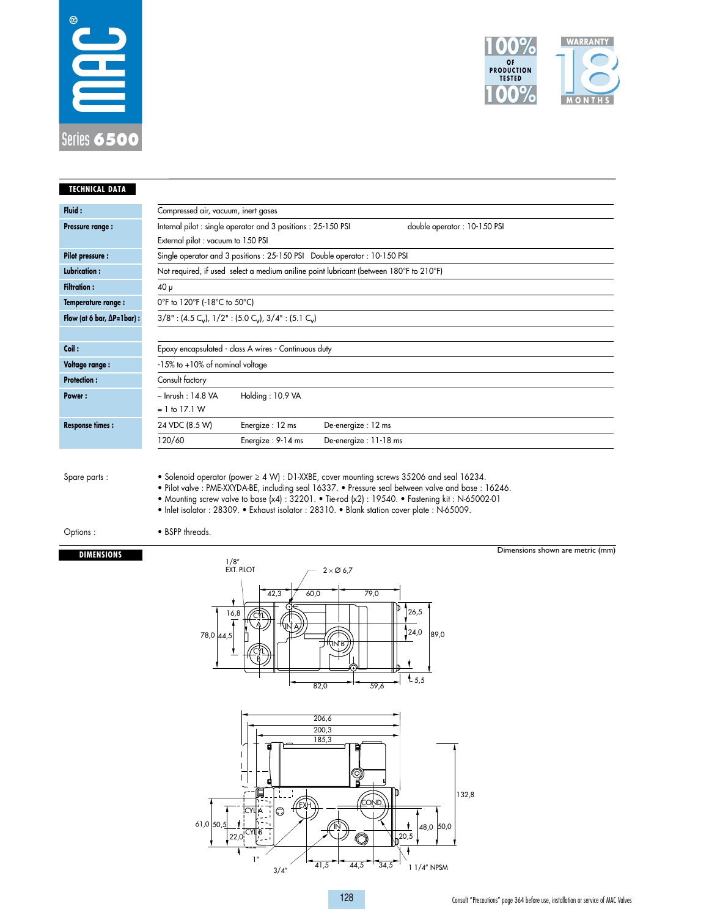# MAC Series 6500

100% OF PRODUCTION TESTED 100%

WARRANTY 18 MONTHS

## TECHNICAL DATA

| | |
|---|---|
| **Fluid :** | Compressed air, vacuum, inert gases |
| **Pressure range :** | Internal pilot : single operator and 3 positions : 25-150 PSI double operator : 10-150 PSI<br>External pilot : vacuum to 150 PSI |
| **Pilot pressure :** | Single operator and 3 positions : 25-150 PSI Double operator : 10-150 PSI |
| **Lubrication :** | Not required, if used select a medium aniline point lubricant (between 180°F to 210°F) |
| **Filtration :** | 40 μ |
| **Temperature range :** | 0°F to 120°F (-18°C to 50°C) |
| **Flow (at 6 bar, ΔP=1bar) :** | 3/8" : (4.5 $C_v$), 1/2" : (5.0 $C_v$), 3/4" : (5.1 $C_v$) |
| | |
| **Coil :** | Epoxy encapsulated - class A wires - Continuous duty |
| **Voltage range :** | -15% to +10% of nominal voltage |
| **Protection :** | Consult factory |
| **Power :** | ~ Inrush : 14.8 VA Holding : 10.9 VA<br>= 1 to 17.1 W |
| **Response times :** | 24 VDC (8.5 W) Energize : 12 ms De-energize : 12 ms<br>120/60 Energize : 9-14 ms De-energize : 11-18 ms |

Spare parts :

- Solenoid operator (power ≥ 4 W) : D1-XXBE, cover mounting screws 35206 and seal 16234.
- Pilot valve : PME-XXYDA-BE, including seal 16337. • Pressure seal between valve and base : 16246.
- Mounting screw valve to base (x4) : 32201. • Tie-rod (x2) : 19540. • Fastening kit : N-65002-01
- Inlet isolator : 28309. • Exhaust isolator : 28310. • Blank station cover plate : N-65009.

Options :

- BSPP threads.

## DIMENSIONS

Dimensions shown are metric (mm)

Consult "Precautions" page 364 before use, installation or service of MAC Valves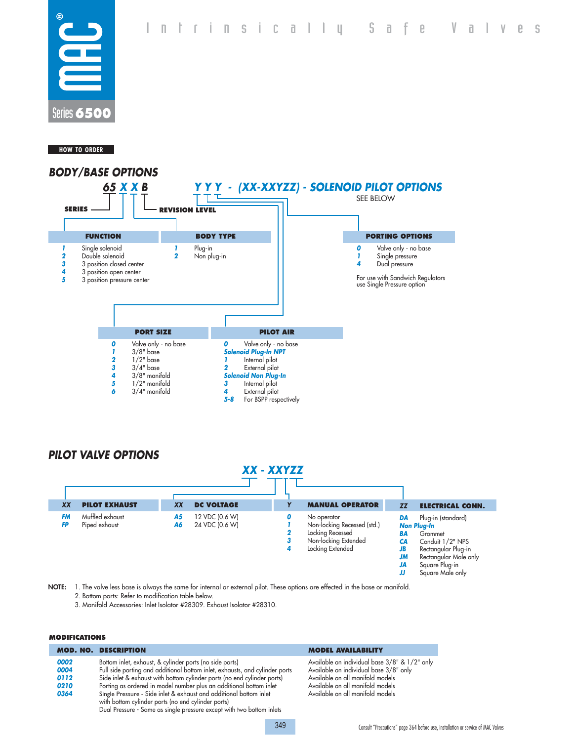# Intrinsically Safe Valves

MAC Series 6500

**HOW TO ORDER**

## BODY/BASE OPTIONS

**65 X X B YYY - (XX-XXYZZ) - SOLENOID PILOT OPTIONS**

SEE BELOW

SERIES — REVISION LEVEL

| FUNCTION | |
|---|---|
| 1 | Single solenoid |
| 2 | Double solenoid |
| 3 | 3 position closed center |
| 4 | 3 position open center |
| 5 | 3 position pressure center |

| BODY TYPE | |
|---|---|
| 1 | Plug-in |
| 2 | Non plug-in |

| PORTING OPTIONS | |
|---|---|
| 0 | Valve only - no base |
| 1 | Single pressure |
| 4 | Dual pressure |

For use with Sandwich Regulators use Single Pressure option

| PORT SIZE | |
|---|---|
| 0 | Valve only - no base |
| 1 | 3/8" base |
| 2 | 1/2" base |
| 3 | 3/4" base |
| 4 | 3/8" manifold |
| 5 | 1/2" manifold |
| 6 | 3/4" manifold |

| PILOT AIR | |
|---|---|
| 0 | Valve only - no base |
| **Solenoid Plug-In NPT** | |
| 1 | Internal pilot |
| 2 | External pilot |
| **Solenoid Non Plug-In** | |
| 3 | Internal pilot |
| 4 | External pilot |
| 5-8 | For BSPP respectively |

## PILOT VALVE OPTIONS

**XX - XXYZZ**

| XX | PILOT EXHAUST |
|---|---|
| FM | Muffled exhaust |
| FP | Piped exhaust |

| XX | DC VOLTAGE |
|---|---|
| A5 | 12 VDC (0.6 W) |
| A6 | 24 VDC (0.6 W) |

| Y | MANUAL OPERATOR |
|---|---|
| 0 | No operator |
| 1 | Non-locking Recessed (std.) |
| 2 | Locking Recessed |
| 3 | Non-locking Extended |
| 4 | Locking Extended |

| ZZ | ELECTRICAL CONN. |
|---|---|
| DA | Plug-in (standard) |
| **Non Plug-In** | |
| BA | Grommet |
| CA | Conduit 1/2" NPS |
| JB | Rectangular Plug-in |
| JM | Rectangular Male only |
| JA | Square Plug-in |
| JJ | Square Male only |

NOTE:
1. The valve less base is always the same for internal or external pilot. These options are effected in the base or manifold.
2. Bottom ports: Refer to modification table below.
3. Manifold Accessories: Inlet Isolator #28309. Exhaust Isolator #28310.

### MODIFICATIONS

| MOD. NO. | DESCRIPTION | MODEL AVAILABILITY |
|---|---|---|
| 0002 | Bottom inlet, exhaust, & cylinder ports (no side ports) | Available on individual base 3/8" & 1/2" only |
| 0004 | Full side porting and additional bottom inlet, exhausts, and cylinder ports | Available on individual base 3/8" only |
| 0112 | Side inlet & exhaust with bottom cylinder ports (no end cylinder ports) | Available on all manifold models |
| 0210 | Porting as ordered in model number plus an additional bottom inlet | Available on all manifold models |
| 0364 | Single Pressure - Side inlet & exhaust and additional bottom inlet with bottom cylinder ports (no end cylinder ports)<br>Dual Pressure - Same as single pressure except with two bottom inlets | Available on all manifold models |

Consult "Precautions" page 364 before use, installation or service of MAC Valves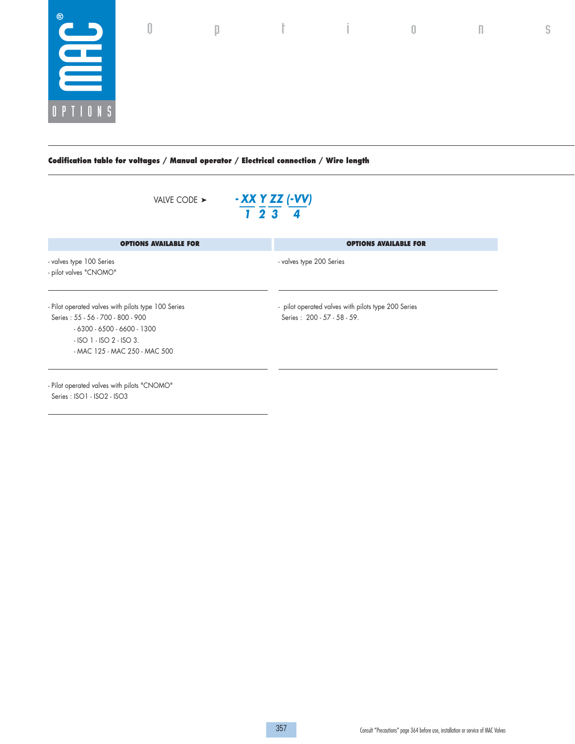# Options

## Codification table for voltages / Manual operator / Electrical connection / Wire length

VALVE CODE ➤ **- XX Y ZZ (-VV)**

**1 2 3 4**

| OPTIONS AVAILABLE FOR | OPTIONS AVAILABLE FOR |
|---|---|
| - valves type 100 Series<br>- pilot valves "CNOMO" | - valves type 200 Series |
| - Pilot operated valves with pilots type 100 Series<br>Series : 55 - 56 - 700 - 800 - 900<br>- 6300 - 6500 - 6600 - 1300<br>- ISO 1 - ISO 2 - ISO 3.<br>- MAC 125 - MAC 250 - MAC 500 | - pilot operated valves with pilots type 200 Series<br>Series : 200 - 57 - 58 - 59. |
| - Pilot operated valves with pilots "CNOMO"<br>Series : ISO1 - ISO2 - ISO3 | |

Consult "Precautions" page 364 before use, installation or service of MAC Valves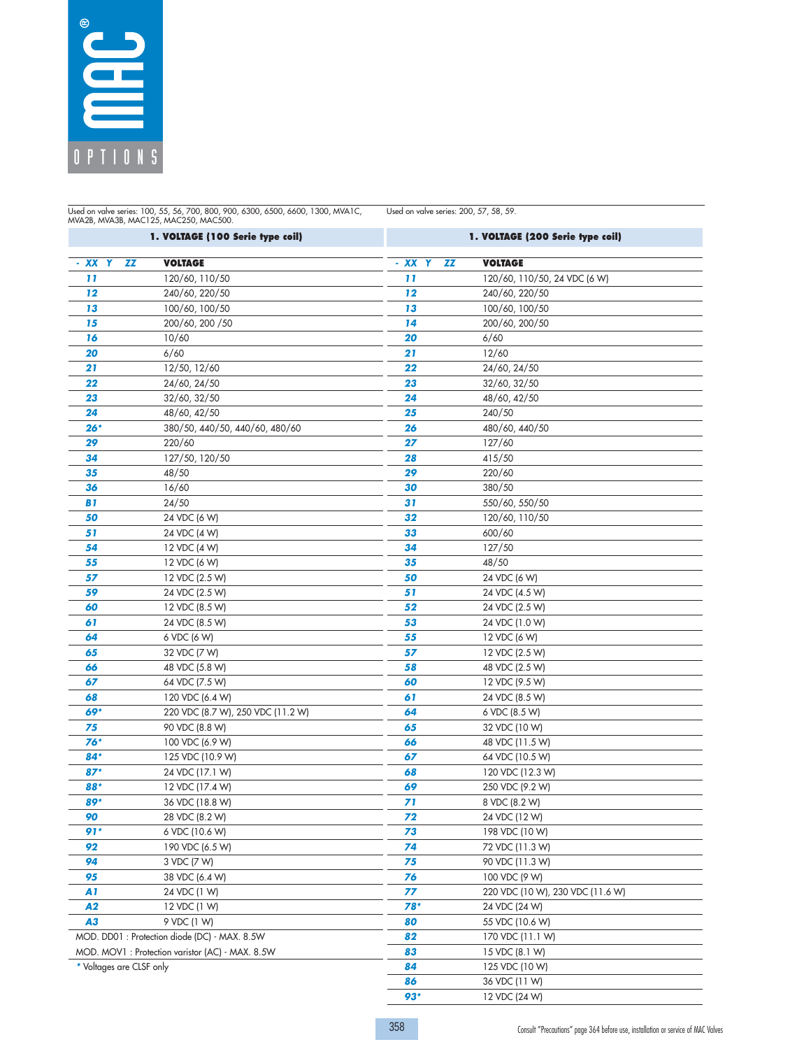# MAC OPTIONS

Used on valve series: 100, 55, 56, 700, 800, 900, 6300, 6500, 6600, 1300, MVA1C, MVA2B, MVA3B, MAC125, MAC250, MAC500.

## 1. VOLTAGE (100 Serie type coil)

| - XX Y ZZ | VOLTAGE |
|---|---|
| 11 | 120/60, 110/50 |
| 12 | 240/60, 220/50 |
| 13 | 100/60, 100/50 |
| 15 | 200/60, 200 /50 |
| 16 | 10/60 |
| 20 | 6/60 |
| 21 | 12/50, 12/60 |
| 22 | 24/60, 24/50 |
| 23 | 32/60, 32/50 |
| 24 | 48/60, 42/50 |
| 26* | 380/50, 440/50, 440/60, 480/60 |
| 29 | 220/60 |
| 34 | 127/50, 120/50 |
| 35 | 48/50 |
| 36 | 16/60 |
| B1 | 24/50 |
| 50 | 24 VDC (6 W) |
| 51 | 24 VDC (4 W) |
| 54 | 12 VDC (4 W) |
| 55 | 12 VDC (6 W) |
| 57 | 12 VDC (2.5 W) |
| 59 | 24 VDC (2.5 W) |
| 60 | 12 VDC (8.5 W) |
| 61 | 24 VDC (8.5 W) |
| 64 | 6 VDC (6 W) |
| 65 | 32 VDC (7 W) |
| 66 | 48 VDC (5.8 W) |
| 67 | 64 VDC (7.5 W) |
| 68 | 120 VDC (6.4 W) |
| 69* | 220 VDC (8.7 W), 250 VDC (11.2 W) |
| 75 | 90 VDC (8.8 W) |
| 76* | 100 VDC (6.9 W) |
| 84* | 125 VDC (10.9 W) |
| 87* | 24 VDC (17.1 W) |
| 88* | 12 VDC (17.4 W) |
| 89* | 36 VDC (18.8 W) |
| 90 | 28 VDC (8.2 W) |
| 91* | 6 VDC (10.6 W) |
| 92 | 190 VDC (6.5 W) |
| 94 | 3 VDC (7 W) |
| 95 | 38 VDC (6.4 W) |
| A1 | 24 VDC (1 W) |
| A2 | 12 VDC (1 W) |
| A3 | 9 VDC (1 W) |

MOD. DD01 : Protection diode (DC) - MAX. 8.5W

MOD. MOV1 : Protection varistor (AC) - MAX. 8.5W

\* Voltages are CLSF only

Used on valve series: 200, 57, 58, 59.

## 1. VOLTAGE (200 Serie type coil)

| - XX Y ZZ | VOLTAGE |
|---|---|
| 11 | 120/60, 110/50, 24 VDC (6 W) |
| 12 | 240/60, 220/50 |
| 13 | 100/60, 100/50 |
| 14 | 200/60, 200/50 |
| 20 | 6/60 |
| 21 | 12/60 |
| 22 | 24/60, 24/50 |
| 23 | 32/60, 32/50 |
| 24 | 48/60, 42/50 |
| 25 | 240/50 |
| 26 | 480/60, 440/50 |
| 27 | 127/60 |
| 28 | 415/50 |
| 29 | 220/60 |
| 30 | 380/50 |
| 31 | 550/60, 550/50 |
| 32 | 120/60, 110/50 |
| 33 | 600/60 |
| 34 | 127/50 |
| 35 | 48/50 |
| 50 | 24 VDC (6 W) |
| 51 | 24 VDC (4.5 W) |
| 52 | 24 VDC (2.5 W) |
| 53 | 24 VDC (1.0 W) |
| 55 | 12 VDC (6 W) |
| 57 | 12 VDC (2.5 W) |
| 58 | 48 VDC (2.5 W) |
| 60 | 12 VDC (9.5 W) |
| 61 | 24 VDC (8.5 W) |
| 64 | 6 VDC (8.5 W) |
| 65 | 32 VDC (10 W) |
| 66 | 48 VDC (11.5 W) |
| 67 | 64 VDC (10.5 W) |
| 68 | 120 VDC (12.3 W) |
| 69 | 250 VDC (9.2 W) |
| 71 | 8 VDC (8.2 W) |
| 72 | 24 VDC (12 W) |
| 73 | 198 VDC (10 W) |
| 74 | 72 VDC (11.3 W) |
| 75 | 90 VDC (11.3 W) |
| 76 | 100 VDC (9 W) |
| 77 | 220 VDC (10 W), 230 VDC (11.6 W) |
| 78* | 24 VDC (24 W) |
| 80 | 55 VDC (10.6 W) |
| 82 | 170 VDC (11.1 W) |
| 83 | 15 VDC (8.1 W) |
| 84 | 125 VDC (10 W) |
| 86 | 36 VDC (11 W) |
| 93* | 12 VDC (24 W) |

Consult "Precautions" page 364 before use, installation or service of MAC Valves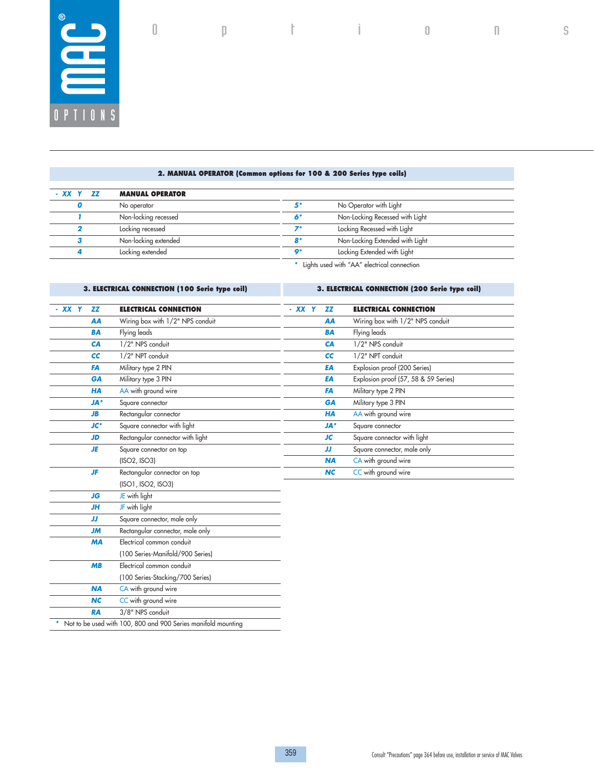## 2. MANUAL OPERATOR (Common options for 100 & 200 Series type coils)

| - XX Y ZZ | MANUAL OPERATOR | | |
|---|---|---|---|
| 0 | No operator | 5* | No Operator with Light |
| 1 | Non-locking recessed | 6* | Non-Locking Recessed with Light |
| 2 | Locking recessed | 7* | Locking Recessed with Light |
| 3 | Non-locking extended | 8* | Non-Locking Extended with Light |
| 4 | Locking extended | 9* | Locking Extended with Light |

\* Lights used with "AA" electrical connection

## 3. ELECTRICAL CONNECTION (100 Serie type coil)

| - XX Y ZZ | ELECTRICAL CONNECTION |
|---|---|
| AA | Wiring box with 1/2" NPS conduit |
| BA | Flying leads |
| CA | 1/2" NPS conduit |
| CC | 1/2" NPT conduit |
| FA | Military type 2 PIN |
| GA | Military type 3 PIN |
| HA | AA with ground wire |
| JA* | Square connector |
| JB | Rectangular connector |
| JC* | Square connector with light |
| JD | Rectangular connector with light |
| JE | Square connector on top (ISO2, ISO3) |
| JF | Rectangular connector on top (ISO1, ISO2, ISO3) |
| JG | JE with light |
| JH | JF with light |
| JJ | Square connector, male only |
| JM | Rectangular connector, male only |
| MA | Electrical common conduit (100 Series-Manifold/900 Series) |
| MB | Electrical common conduit (100 Series-Stacking/700 Series) |
| NA | CA with ground wire |
| NC | CC with ground wire |
| RA | 3/8" NPS conduit |

\* Not to be used with 100, 800 and 900 Series manifold mounting

## 3. ELECTRICAL CONNECTION (200 Serie type coil)

| - XX Y ZZ | ELECTRICAL CONNECTION |
|---|---|
| AA | Wiring box with 1/2" NPS conduit |
| BA | Flying leads |
| CA | 1/2" NPS conduit |
| CC | 1/2" NPT conduit |
| EA | Explosion proof (200 Series) |
| EA | Explosion proof (57, 58 & 59 Series) |
| FA | Military type 2 PIN |
| GA | Military type 3 PIN |
| HA | AA with ground wire |
| JA* | Square connector |
| JC | Square connector with light |
| JJ | Square connector, male only |
| NA | CA with ground wire |
| NC | CC with ground wire |

Consult "Precautions" page 364 before use, installation or service of MAC Valves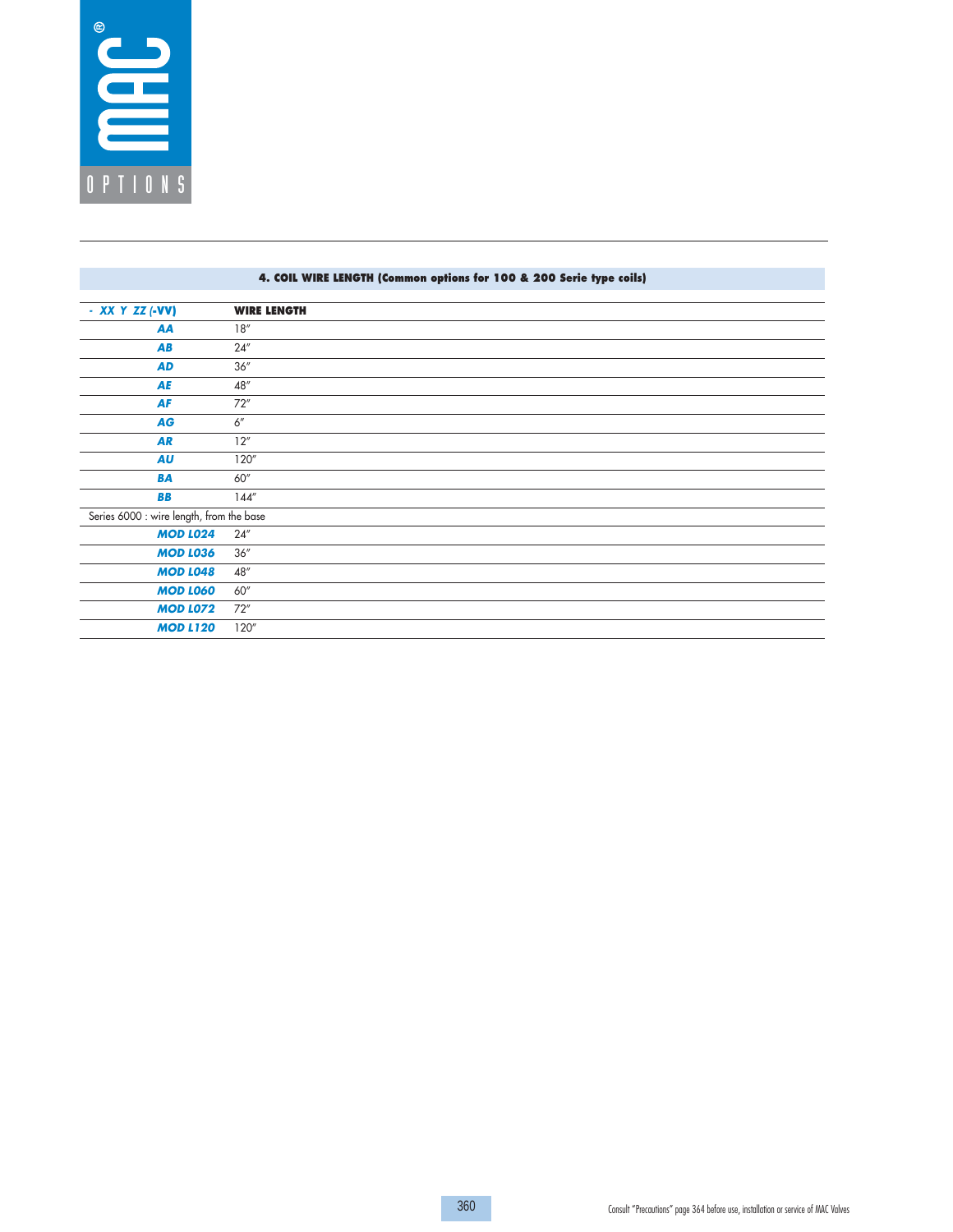## 4. COIL WIRE LENGTH (Common options for 100 & 200 Serie type coils)

| - XX Y ZZ (-VV) | WIRE LENGTH |
|---|---|
| AA | 18″ |
| AB | 24″ |
| AD | 36″ |
| AE | 48″ |
| AF | 72″ |
| AG | 6″ |
| AR | 12″ |
| AU | 120″ |
| BA | 60″ |
| BB | 144″ |
| Series 6000 : wire length, from the base | |
| MOD L024 | 24″ |
| MOD L036 | 36″ |
| MOD L048 | 48″ |
| MOD L060 | 60″ |
| MOD L072 | 72″ |
| MOD L120 | 120″ |

Consult "Precautions" page 364 before use, installation or service of MAC Valves